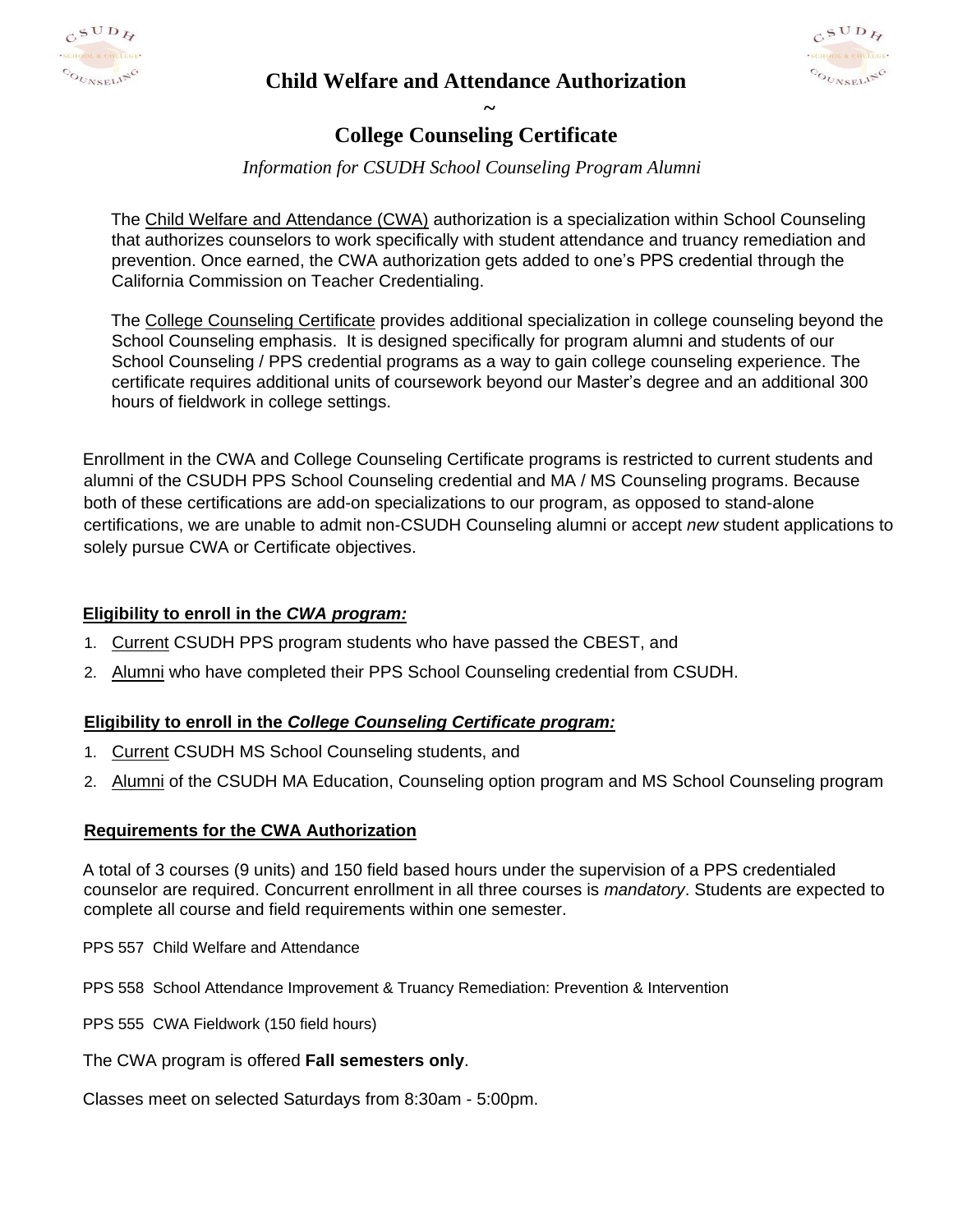# Child Welfare and Attendance Authorization

~

# College Counseling Certificate

*Information for CSUDH School Counseling Program Alumni*

The Child Welfare and Attendance (CWA) authorization is a specialization within School Counseling that authorizes counselors to work specifically with student attendance and truancy remediation and prevention. Once earned, the CWA authorization gets added to one's PPS credential through the California Commission on Teacher Credentialing.

The College Counseling Certificate provides additional specialization in college counseling beyond the School Counseling emphasis. It is designed specifically for program alumni and students of our School Counseling / PPS credential programs as a way to gain college counseling experience. The certificate requires additional units of coursework beyond our Master's degree and an additional 300 hours of fieldwork in college settings.

Enrollment in the CWA and College Counseling Certificate programs is restricted to current students and alumni of the CSUDH PPS School Counseling credential and MA / MS Counseling programs. Because both of these certifications are add-on specializations to our program, as opposed to stand-alone certifications, we are unable to admit non-CSUDH Counseling alumni or accept *new* student applications to solely pursue CWA or Certificate objectives.

## Eligibility to enroll in the *CWA program:*

1. Current CSUDH PPS program students who have passed the CBEST, and
2. Alumni who have completed their PPS School Counseling credential from CSUDH.

## Eligibility to enroll in the *College Counseling Certificate program:*

1. Current CSUDH MS School Counseling students, and
2. Alumni of the CSUDH MA Education, Counseling option program and MS School Counseling program

## Requirements for the CWA Authorization

A total of 3 courses (9 units) and 150 field based hours under the supervision of a PPS credentialed counselor are required. Concurrent enrollment in all three courses is *mandatory*. Students are expected to complete all course and field requirements within one semester.

PPS 557 Child Welfare and Attendance

PPS 558 School Attendance Improvement & Truancy Remediation: Prevention & Intervention

PPS 555 CWA Fieldwork (150 field hours)

The CWA program is offered **Fall semesters only**.

Classes meet on selected Saturdays from 8:30am - 5:00pm.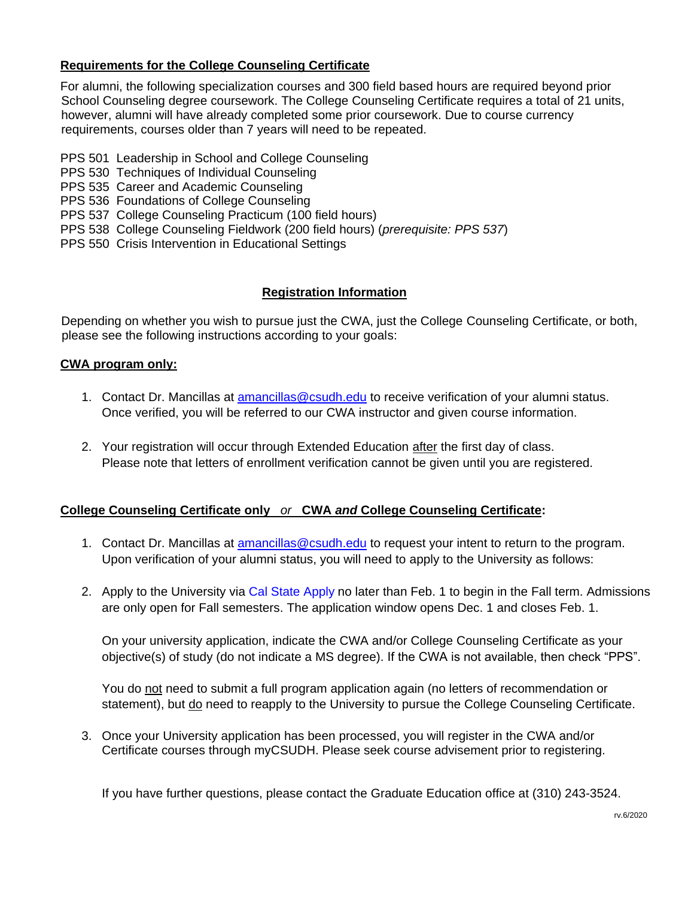## Requirements for the College Counseling Certificate

For alumni, the following specialization courses and 300 field based hours are required beyond prior School Counseling degree coursework. The College Counseling Certificate requires a total of 21 units, however, alumni will have already completed some prior coursework. Due to course currency requirements, courses older than 7 years will need to be repeated.

PPS 501 Leadership in School and College Counseling
PPS 530 Techniques of Individual Counseling
PPS 535 Career and Academic Counseling
PPS 536 Foundations of College Counseling
PPS 537 College Counseling Practicum (100 field hours)
PPS 538 College Counseling Fieldwork (200 field hours) (*prerequisite: PPS 537*)
PPS 550 Crisis Intervention in Educational Settings

## Registration Information

Depending on whether you wish to pursue just the CWA, just the College Counseling Certificate, or both, please see the following instructions according to your goals:

### CWA program only:

1. Contact Dr. Mancillas at amancillas@csudh.edu to receive verification of your alumni status. Once verified, you will be referred to our CWA instructor and given course information.

2. Your registration will occur through Extended Education after the first day of class. Please note that letters of enrollment verification cannot be given until you are registered.

### College Counseling Certificate only *or* CWA *and* College Counseling Certificate:

1. Contact Dr. Mancillas at amancillas@csudh.edu to request your intent to return to the program. Upon verification of your alumni status, you will need to apply to the University as follows:

2. Apply to the University via Cal State Apply no later than Feb. 1 to begin in the Fall term. Admissions are only open for Fall semesters. The application window opens Dec. 1 and closes Feb. 1.

   On your university application, indicate the CWA and/or College Counseling Certificate as your objective(s) of study (do not indicate a MS degree). If the CWA is not available, then check "PPS".

   You do not need to submit a full program application again (no letters of recommendation or statement), but do need to reapply to the University to pursue the College Counseling Certificate.

3. Once your University application has been processed, you will register in the CWA and/or Certificate courses through myCSUDH. Please seek course advisement prior to registering.

If you have further questions, please contact the Graduate Education office at (310) 243-3524.

rv.6/2020